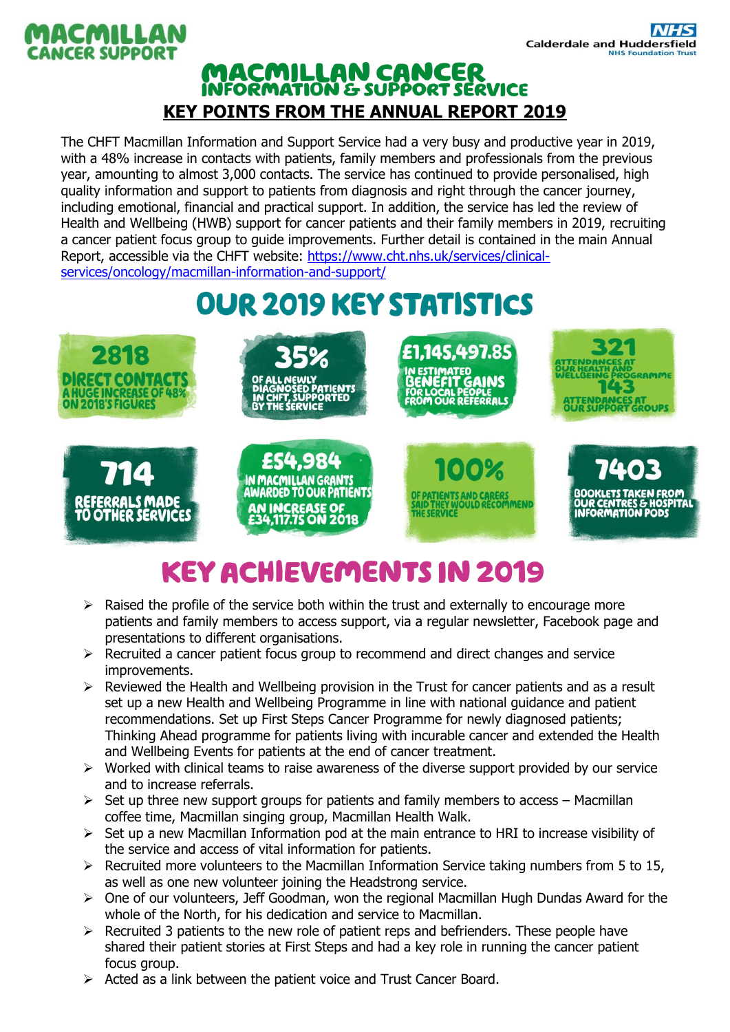MACMILLAN CANCER SUPPORT

Calderdale and Huddersfield NHS Foundation Trust

# MACMILLAN CANCER INFORMATION & SUPPORT SERVICE

## KEY POINTS FROM THE ANNUAL REPORT 2019

The CHFT Macmillan Information and Support Service had a very busy and productive year in 2019, with a 48% increase in contacts with patients, family members and professionals from the previous year, amounting to almost 3,000 contacts. The service has continued to provide personalised, high quality information and support to patients from diagnosis and right through the cancer journey, including emotional, financial and practical support. In addition, the service has led the review of Health and Wellbeing (HWB) support for cancer patients and their family members in 2019, recruiting a cancer patient focus group to guide improvements. Further detail is contained in the main Annual Report, accessible via the CHFT website: https://www.cht.nhs.uk/services/clinical-services/oncology/macmillan-information-and-support/

## OUR 2019 KEY STATISTICS

- **2818** DIRECT CONTACTS – A HUGE INCREASE OF 48% ON 2018'S FIGURES
- **35%** OF ALL NEWLY DIAGNOSED PATIENTS IN CHFT SUPPORTED BY THE SERVICE
- **£1,145,497.85** IN ESTIMATED BENEFIT GAINS FOR LOCAL PEOPLE FROM OUR REFERRALS
- **321** ATTENDANCES AT OUR HEALTH AND WELLBEING PROGRAMME; **143** ATTENDANCES AT OUR SUPPORT GROUPS
- **714** REFERRALS MADE TO OTHER SERVICES
- **£54,984** IN MACMILLAN GRANTS AWARDED TO OUR PATIENTS – AN INCREASE OF £34,117.75 ON 2018
- **100%** OF PATIENTS AND CARERS SAID THEY WOULD RECOMMEND THE SERVICE
- **7403** BOOKLETS TAKEN FROM OUR CENTRES & HOSPITAL INFORMATION PODS

## KEY ACHIEVEMENTS IN 2019

- Raised the profile of the service both within the trust and externally to encourage more patients and family members to access support, via a regular newsletter, Facebook page and presentations to different organisations.
- Recruited a cancer patient focus group to recommend and direct changes and service improvements.
- Reviewed the Health and Wellbeing provision in the Trust for cancer patients and as a result set up a new Health and Wellbeing Programme in line with national guidance and patient recommendations. Set up First Steps Cancer Programme for newly diagnosed patients; Thinking Ahead programme for patients living with incurable cancer and extended the Health and Wellbeing Events for patients at the end of cancer treatment.
- Worked with clinical teams to raise awareness of the diverse support provided by our service and to increase referrals.
- Set up three new support groups for patients and family members to access – Macmillan coffee time, Macmillan singing group, Macmillan Health Walk.
- Set up a new Macmillan Information pod at the main entrance to HRI to increase visibility of the service and access of vital information for patients.
- Recruited more volunteers to the Macmillan Information Service taking numbers from 5 to 15, as well as one new volunteer joining the Headstrong service.
- One of our volunteers, Jeff Goodman, won the regional Macmillan Hugh Dundas Award for the whole of the North, for his dedication and service to Macmillan.
- Recruited 3 patients to the new role of patient reps and befrienders. These people have shared their patient stories at First Steps and had a key role in running the cancer patient focus group.
- Acted as a link between the patient voice and Trust Cancer Board.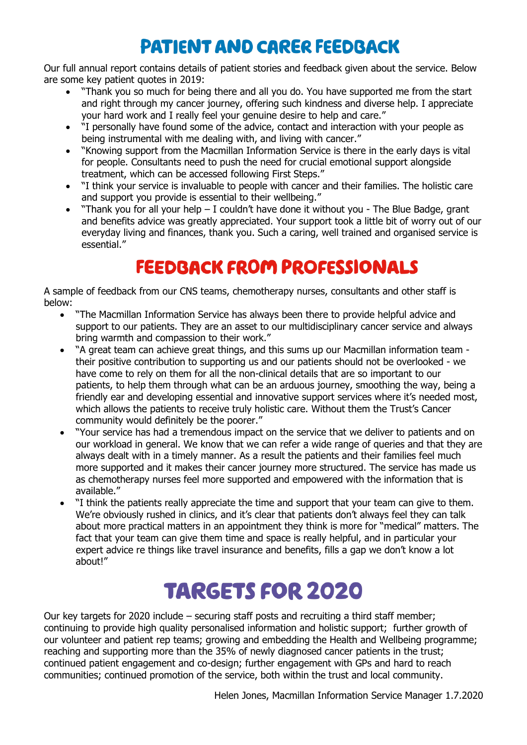# PATIENT AND CARER FEEDBACK

Our full annual report contains details of patient stories and feedback given about the service. Below are some key patient quotes in 2019:

- "Thank you so much for being there and all you do. You have supported me from the start and right through my cancer journey, offering such kindness and diverse help. I appreciate your hard work and I really feel your genuine desire to help and care."
- "I personally have found some of the advice, contact and interaction with your people as being instrumental with me dealing with, and living with cancer."
- "Knowing support from the Macmillan Information Service is there in the early days is vital for people. Consultants need to push the need for crucial emotional support alongside treatment, which can be accessed following First Steps."
- "I think your service is invaluable to people with cancer and their families. The holistic care and support you provide is essential to their wellbeing."
- "Thank you for all your help – I couldn't have done it without you - The Blue Badge, grant and benefits advice was greatly appreciated. Your support took a little bit of worry out of our everyday living and finances, thank you. Such a caring, well trained and organised service is essential."

# FEEDBACK FROM PROFESSIONALS

A sample of feedback from our CNS teams, chemotherapy nurses, consultants and other staff is below:

- "The Macmillan Information Service has always been there to provide helpful advice and support to our patients. They are an asset to our multidisciplinary cancer service and always bring warmth and compassion to their work."
- "A great team can achieve great things, and this sums up our Macmillan information team - their positive contribution to supporting us and our patients should not be overlooked - we have come to rely on them for all the non-clinical details that are so important to our patients, to help them through what can be an arduous journey, smoothing the way, being a friendly ear and developing essential and innovative support services where it's needed most, which allows the patients to receive truly holistic care. Without them the Trust's Cancer community would definitely be the poorer."
- "Your service has had a tremendous impact on the service that we deliver to patients and on our workload in general. We know that we can refer a wide range of queries and that they are always dealt with in a timely manner. As a result the patients and their families feel much more supported and it makes their cancer journey more structured. The service has made us as chemotherapy nurses feel more supported and empowered with the information that is available."
- "I think the patients really appreciate the time and support that your team can give to them. We're obviously rushed in clinics, and it's clear that patients don't always feel they can talk about more practical matters in an appointment they think is more for "medical" matters. The fact that your team can give them time and space is really helpful, and in particular your expert advice re things like travel insurance and benefits, fills a gap we don't know a lot about!"

# TARGETS FOR 2020

Our key targets for 2020 include – securing staff posts and recruiting a third staff member; continuing to provide high quality personalised information and holistic support; further growth of our volunteer and patient rep teams; growing and embedding the Health and Wellbeing programme; reaching and supporting more than the 35% of newly diagnosed cancer patients in the trust; continued patient engagement and co-design; further engagement with GPs and hard to reach communities; continued promotion of the service, both within the trust and local community.

Helen Jones, Macmillan Information Service Manager 1.7.2020